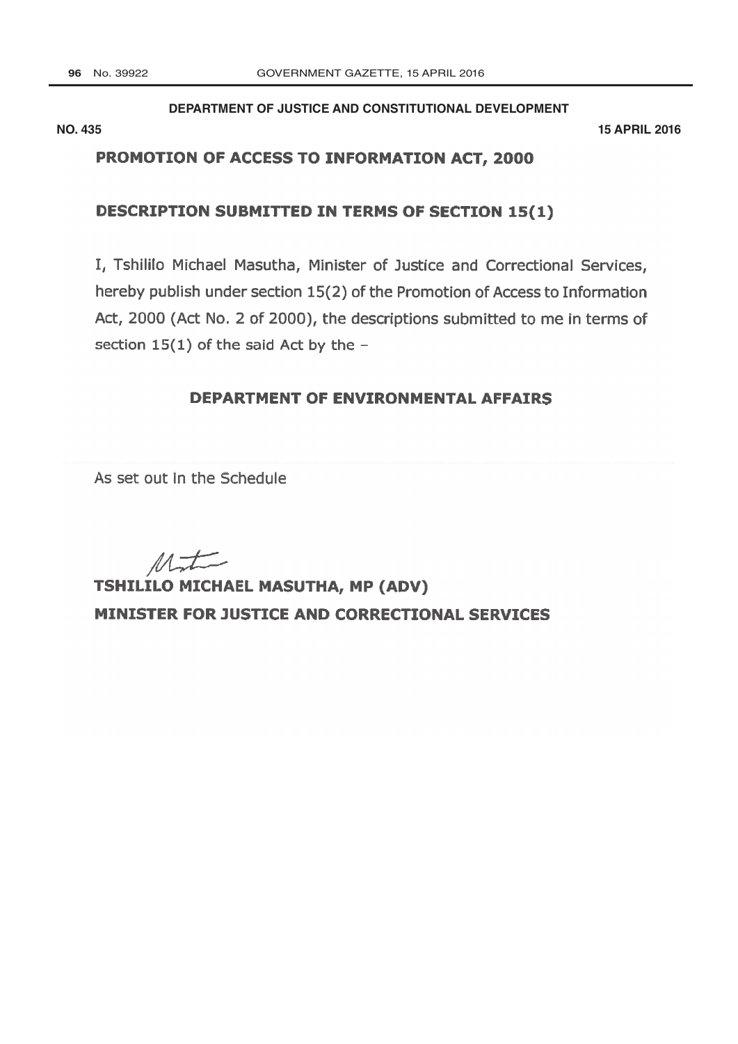**DEPARTMENT OF JUSTICE AND CONSTITUTIONAL DEVELOPMENT**

**NO. 435** **15 APRIL 2016**

## PROMOTION OF ACCESS TO INFORMATION ACT, 2000

## DESCRIPTION SUBMITTED IN TERMS OF SECTION 15(1)

I, Tshililo Michael Masutha, Minister of Justice and Correctional Services, hereby publish under section 15(2) of the Promotion of Access to Information Act, 2000 (Act No. 2 of 2000), the descriptions submitted to me in terms of section 15(1) of the said Act by the –

### DEPARTMENT OF ENVIRONMENTAL AFFAIRS

As set out in the Schedule

**TSHILILO MICHAEL MASUTHA, MP (ADV)**

**MINISTER FOR JUSTICE AND CORRECTIONAL SERVICES**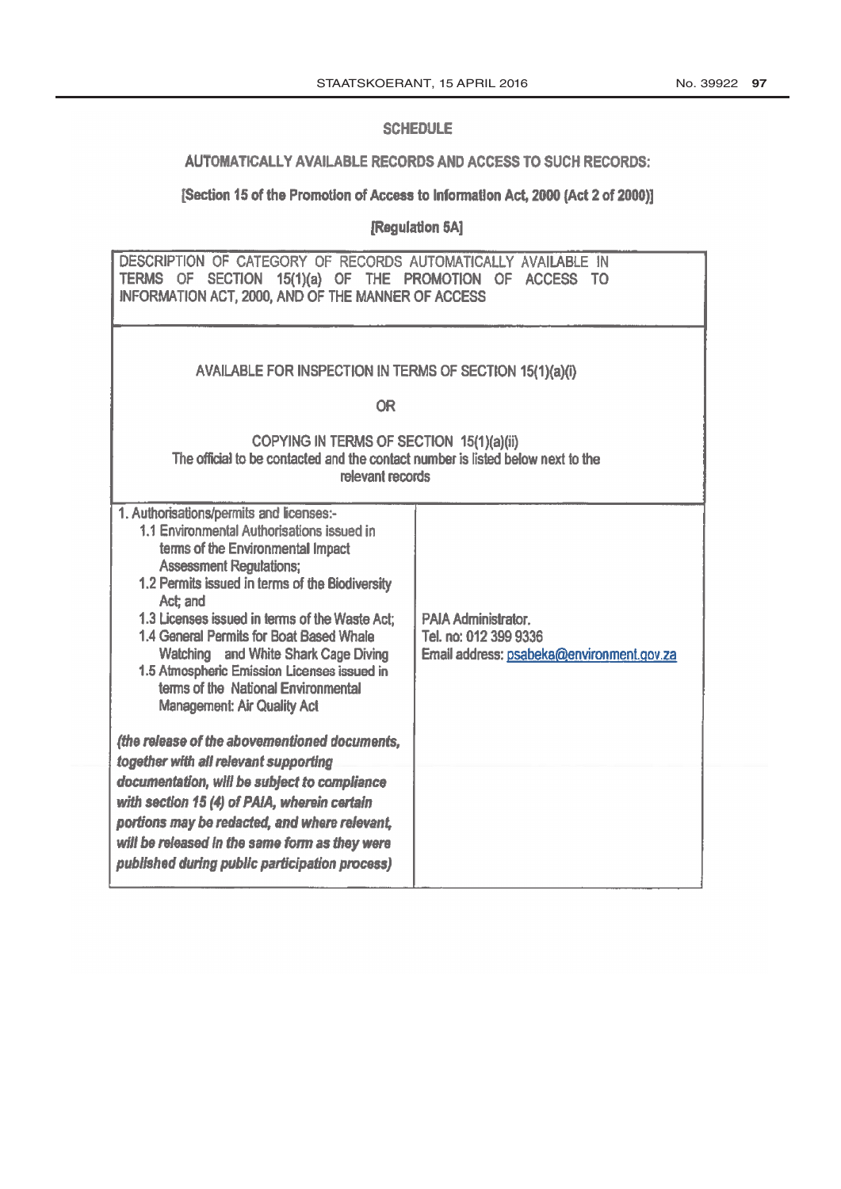## SCHEDULE

### AUTOMATICALLY AVAILABLE RECORDS AND ACCESS TO SUCH RECORDS:

**[Section 15 of the Promotion of Access to Information Act, 2000 (Act 2 of 2000)]**

**[Regulation 5A]**

| DESCRIPTION OF CATEGORY OF RECORDS AUTOMATICALLY AVAILABLE IN TERMS OF SECTION 15(1)(a) OF THE PROMOTION OF ACCESS TO INFORMATION ACT, 2000, AND OF THE MANNER OF ACCESS | |
|---|---|
| AVAILABLE FOR INSPECTION IN TERMS OF SECTION 15(1)(a)(i)<br><br>OR<br><br>COPYING IN TERMS OF SECTION 15(1)(a)(ii)<br>The official to be contacted and the contact number is listed below next to the relevant records | |
| 1. Authorisations/permits and licenses:-<br>1.1 Environmental Authorisations issued in terms of the Environmental Impact Assessment Regulations;<br>1.2 Permits issued in terms of the Biodiversity Act; and<br>1.3 Licenses issued in terms of the Waste Act;<br>1.4 General Permits for Boat Based Whale Watching and White Shark Cage Diving<br>1.5 Atmospheric Emission Licenses issued in terms of the National Environmental Management: Air Quality Act<br><br>***(the release of the abovementioned documents, together with all relevant supporting documentation, will be subject to compliance with section 15 (4) of PAIA, wherein certain portions may be redacted, and where relevant, will be released in the same form as they were published during public participation process)*** | PAIA Administrator.<br>Tel. no: 012 399 9336<br>Email address: psabeka@environment.gov.za |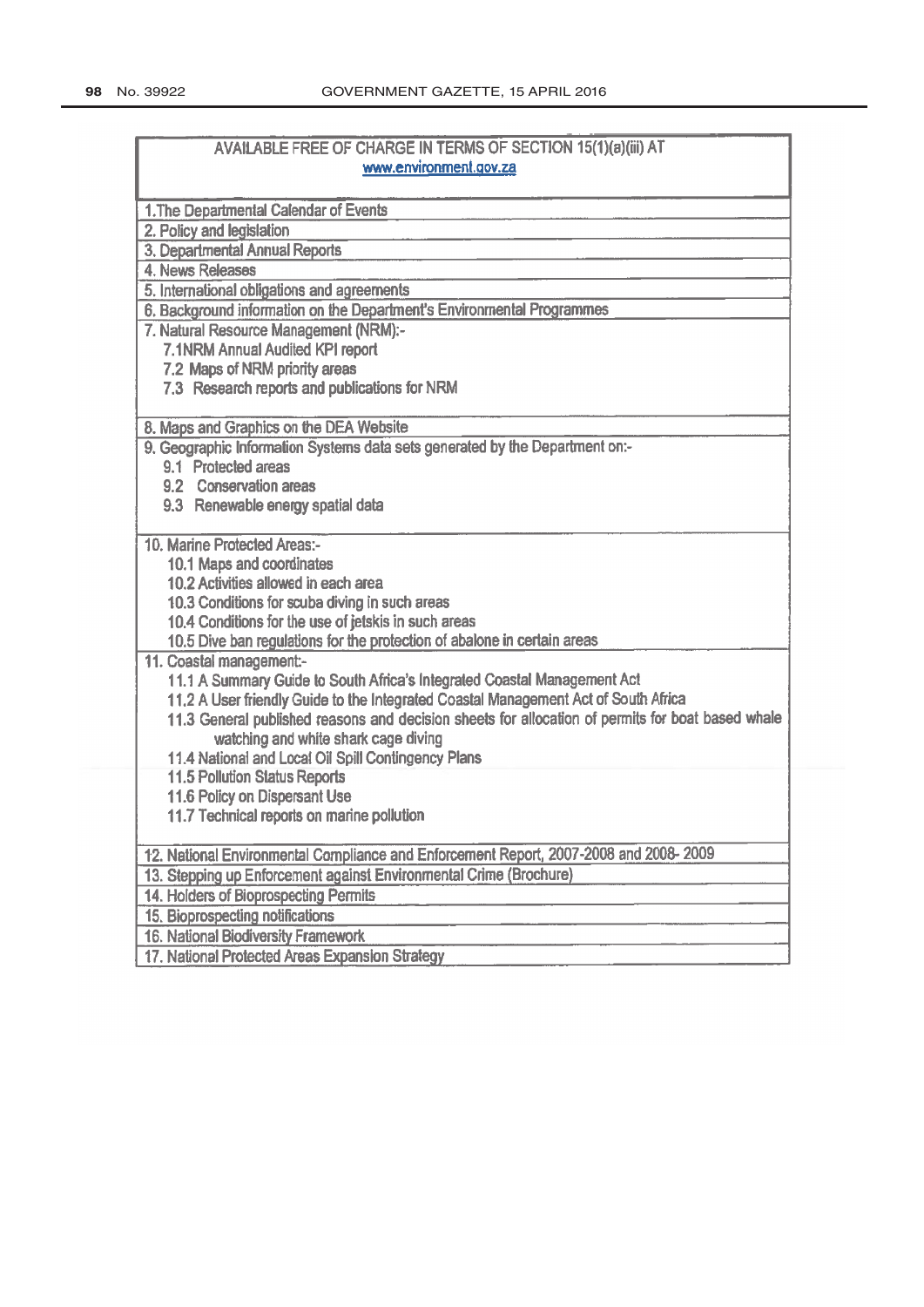| AVAILABLE FREE OF CHARGE IN TERMS OF SECTION 15(1)(a)(iii) AT www.environment.gov.za |
|---|
| 1.The Departmental Calendar of Events |
| 2. Policy and legislation |
| 3. Departmental Annual Reports |
| 4. News Releases |
| 5. International obligations and agreements |
| 6. Background information on the Department's Environmental Programmes |
| 7. Natural Resource Management (NRM):-<br>7.1NRM Annual Audited KPI report<br>7.2 Maps of NRM priority areas<br>7.3 Research reports and publications for NRM |
| 8. Maps and Graphics on the DEA Website |
| 9. Geographic Information Systems data sets generated by the Department on:-<br>9.1 Protected areas<br>9.2 Conservation areas<br>9.3 Renewable energy spatial data |
| 10. Marine Protected Areas:-<br>10.1 Maps and coordinates<br>10.2 Activities allowed in each area<br>10.3 Conditions for scuba diving in such areas<br>10.4 Conditions for the use of jetskis in such areas<br>10.5 Dive ban regulations for the protection of abalone in certain areas |
| 11. Coastal management:-<br>11.1 A Summary Guide to South Africa's Integrated Coastal Management Act<br>11.2 A User friendly Guide to the Integrated Coastal Management Act of South Africa<br>11.3 General published reasons and decision sheets for allocation of permits for boat based whale watching and white shark cage diving<br>11.4 National and Local Oil Spill Contingency Plans<br>11.5 Pollution Status Reports<br>11.6 Policy on Dispersant Use<br>11.7 Technical reports on marine pollution |
| 12. National Environmental Compliance and Enforcement Report, 2007-2008 and 2008- 2009 |
| 13. Stepping up Enforcement against Environmental Crime (Brochure) |
| 14. Holders of Bioprospecting Permits |
| 15. Bioprospecting notifications |
| 16. National Biodiversity Framework |
| 17. National Protected Areas Expansion Strategy |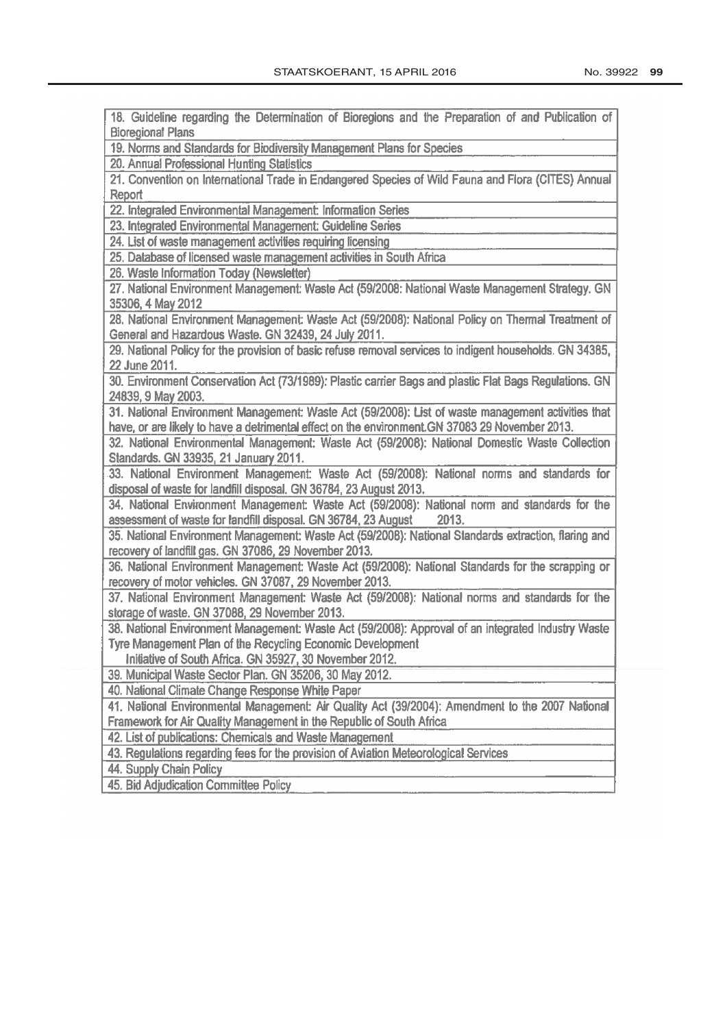| 18. Guideline regarding the Determination of Bioregions and the Preparation of and Publication of Bioregional Plans |
|---|
| 19. Norms and Standards for Biodiversity Management Plans for Species |
| 20. Annual Professional Hunting Statistics |
| 21. Convention on International Trade in Endangered Species of Wild Fauna and Flora (CITES) Annual Report |
| 22. Integrated Environmental Management: Information Series |
| 23. Integrated Environmental Management: Guideline Series |
| 24. List of waste management activities requiring licensing |
| 25. Database of licensed waste management activities in South Africa |
| 26. Waste Information Today (Newsletter) |
| 27. National Environment Management: Waste Act (59/2008: National Waste Management Strategy. GN 35306, 4 May 2012 |
| 28. National Environment Management: Waste Act (59/2008): National Policy on Thermal Treatment of General and Hazardous Waste. GN 32439, 24 July 2011. |
| 29. National Policy for the provision of basic refuse removal services to indigent households. GN 34385, 22 June 2011. |
| 30. Environment Conservation Act (73/1989): Plastic carrier Bags and plastic Flat Bags Regulations. GN 24839, 9 May 2003. |
| 31. National Environment Management: Waste Act (59/2008): List of waste management activities that have, or are likely to have a detrimental effect on the environment.GN 37083 29 November 2013. |
| 32. National Environmental Management: Waste Act (59/2008): National Domestic Waste Collection Standards. GN 33935, 21 January 2011. |
| 33. National Environment Management: Waste Act (59/2008): National norms and standards for disposal of waste for landfill disposal. GN 36784, 23 August 2013. |
| 34. National Environment Management: Waste Act (59/2008): National norm and standards for the assessment of waste for landfill disposal. GN 36784, 23 August 2013. |
| 35. National Environment Management: Waste Act (59/2008): National Standards extraction, flaring and recovery of landfill gas. GN 37086, 29 November 2013. |
| 36. National Environment Management: Waste Act (59/2008): National Standards for the scrapping or recovery of motor vehicles. GN 37087, 29 November 2013. |
| 37. National Environment Management: Waste Act (59/2008): National norms and standards for the storage of waste. GN 37088, 29 November 2013. |
| 38. National Environment Management: Waste Act (59/2008): Approval of an integrated Industry Waste Tyre Management Plan of the Recycling Economic Development Initiative of South Africa. GN 35927, 30 November 2012. |
| 39. Municipal Waste Sector Plan. GN 35206, 30 May 2012. |
| 40. National Climate Change Response White Paper |
| 41. National Environmental Management: Air Quality Act (39/2004): Amendment to the 2007 National Framework for Air Quality Management in the Republic of South Africa |
| 42. List of publications: Chemicals and Waste Management |
| 43. Regulations regarding fees for the provision of Aviation Meteorological Services |
| 44. Supply Chain Policy |
| 45. Bid Adjudication Committee Policy |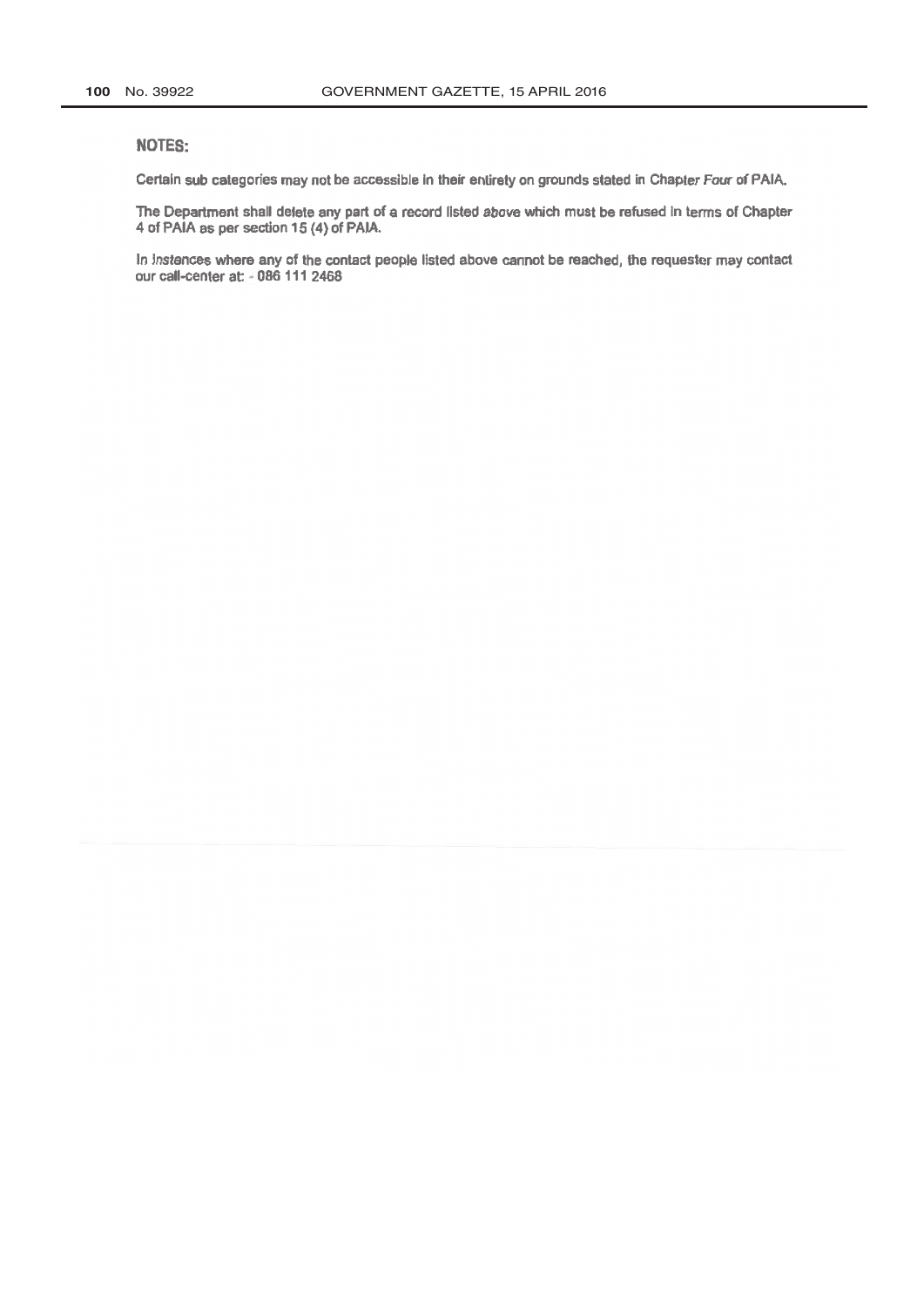**NOTES:**

Certain sub categories may not be accessible in their entirety on grounds stated in Chapter *Four* of PAIA.

The Department shall delete any part of a record listed above which must be refused in terms of Chapter 4 of PAIA as per section 15 (4) of PAIA.

In instances where any of the contact people listed above cannot be reached, the requester may contact our call-center at: - 086 111 2468